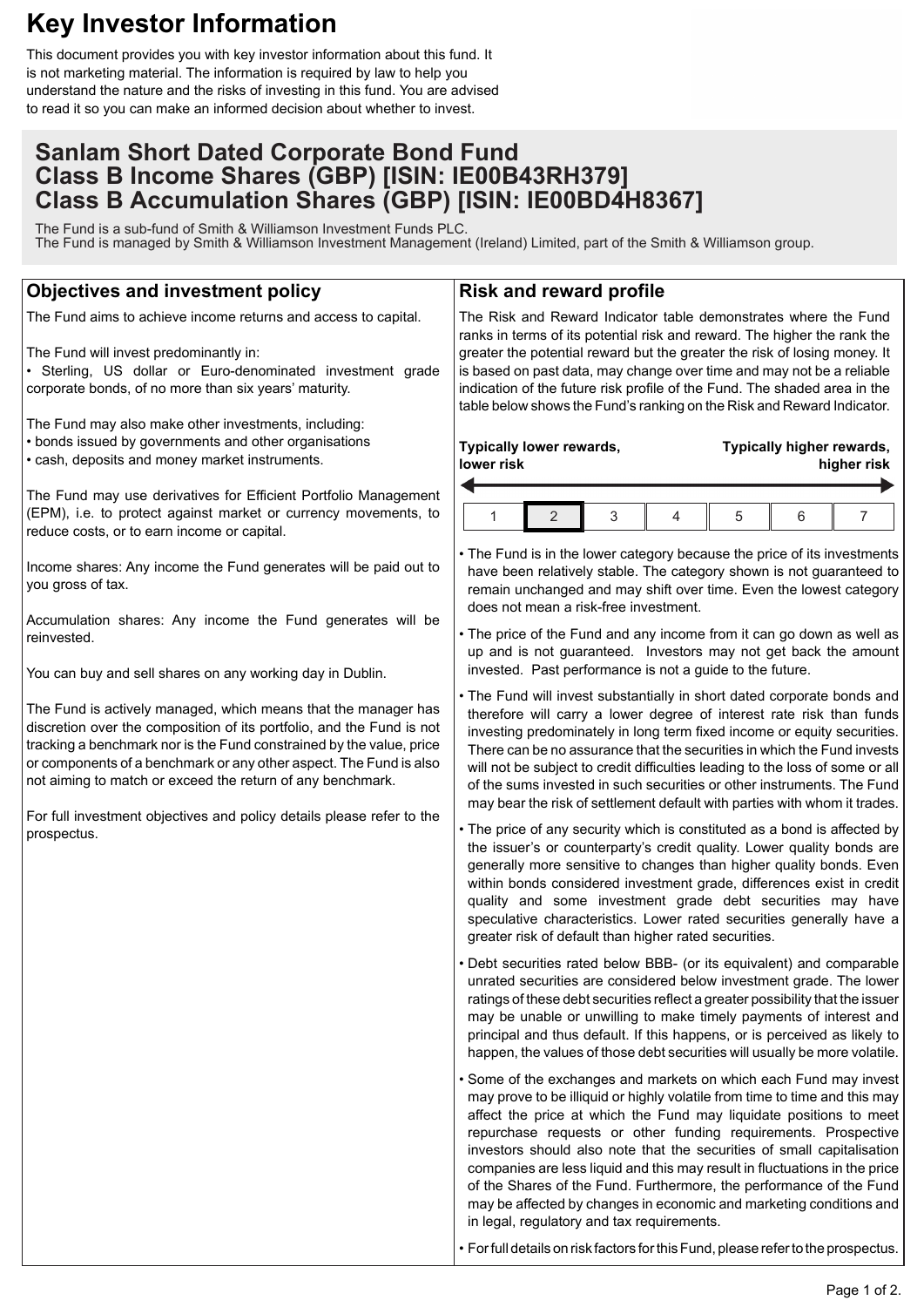# Key Investor Information

This document provides you with key investor information about this fund. It is not marketing material. The information is required by law to help you understand the nature and the risks of investing in this fund. You are advised to read it so you can make an informed decision about whether to invest.

## Sanlam Short Dated Corporate Bond Fund
## Class B Income Shares (GBP) [ISIN: IE00B43RH379]
## Class B Accumulation Shares (GBP) [ISIN: IE00BD4H8367]

The Fund is a sub-fund of Smith & Williamson Investment Funds PLC.
The Fund is managed by Smith & Williamson Investment Management (Ireland) Limited, part of the Smith & Williamson group.

### Objectives and investment policy

The Fund aims to achieve income returns and access to capital.

The Fund will invest predominantly in:

- Sterling, US dollar or Euro-denominated investment grade corporate bonds, of no more than six years' maturity.

The Fund may also make other investments, including:

- bonds issued by governments and other organisations
- cash, deposits and money market instruments.

The Fund may use derivatives for Efficient Portfolio Management (EPM), i.e. to protect against market or currency movements, to reduce costs, or to earn income or capital.

Income shares: Any income the Fund generates will be paid out to you gross of tax.

Accumulation shares: Any income the Fund generates will be reinvested.

You can buy and sell shares on any working day in Dublin.

The Fund is actively managed, which means that the manager has discretion over the composition of its portfolio, and the Fund is not tracking a benchmark nor is the Fund constrained by the value, price or components of a benchmark or any other aspect. The Fund is also not aiming to match or exceed the return of any benchmark.

For full investment objectives and policy details please refer to the prospectus.

### Risk and reward profile

The Risk and Reward Indicator table demonstrates where the Fund ranks in terms of its potential risk and reward. The higher the rank the greater the potential reward but the greater the risk of losing money. It is based on past data, may change over time and may not be a reliable indication of the future risk profile of the Fund. The shaded area in the table below shows the Fund's ranking on the Risk and Reward Indicator.

**Typically lower rewards, lower risk** ← → **Typically higher rewards, higher risk**

| 1 | **2** | 3 | 4 | 5 | 6 | 7 |
|---|---|---|---|---|---|---|

- The Fund is in the lower category because the price of its investments have been relatively stable. The category shown is not guaranteed to remain unchanged and may shift over time. Even the lowest category does not mean a risk-free investment.
- The price of the Fund and any income from it can go down as well as up and is not guaranteed. Investors may not get back the amount invested. Past performance is not a guide to the future.
- The Fund will invest substantially in short dated corporate bonds and therefore will carry a lower degree of interest rate risk than funds investing predominately in long term fixed income or equity securities. There can be no assurance that the securities in which the Fund invests will not be subject to credit difficulties leading to the loss of some or all of the sums invested in such securities or other instruments. The Fund may bear the risk of settlement default with parties with whom it trades.
- The price of any security which is constituted as a bond is affected by the issuer's or counterparty's credit quality. Lower quality bonds are generally more sensitive to changes than higher quality bonds. Even within bonds considered investment grade, differences exist in credit quality and some investment grade debt securities may have speculative characteristics. Lower rated securities generally have a greater risk of default than higher rated securities.
- Debt securities rated below BBB- (or its equivalent) and comparable unrated securities are considered below investment grade. The lower ratings of these debt securities reflect a greater possibility that the issuer may be unable or unwilling to make timely payments of interest and principal and thus default. If this happens, or is perceived as likely to happen, the values of those debt securities will usually be more volatile.
- Some of the exchanges and markets on which each Fund may invest may prove to be illiquid or highly volatile from time to time and this may affect the price at which the Fund may liquidate positions to meet repurchase requests or other funding requirements. Prospective investors should also note that the securities of small capitalisation companies are less liquid and this may result in fluctuations in the price of the Shares of the Fund. Furthermore, the performance of the Fund may be affected by changes in economic and marketing conditions and in legal, regulatory and tax requirements.
- For full details on risk factors for this Fund, please refer to the prospectus.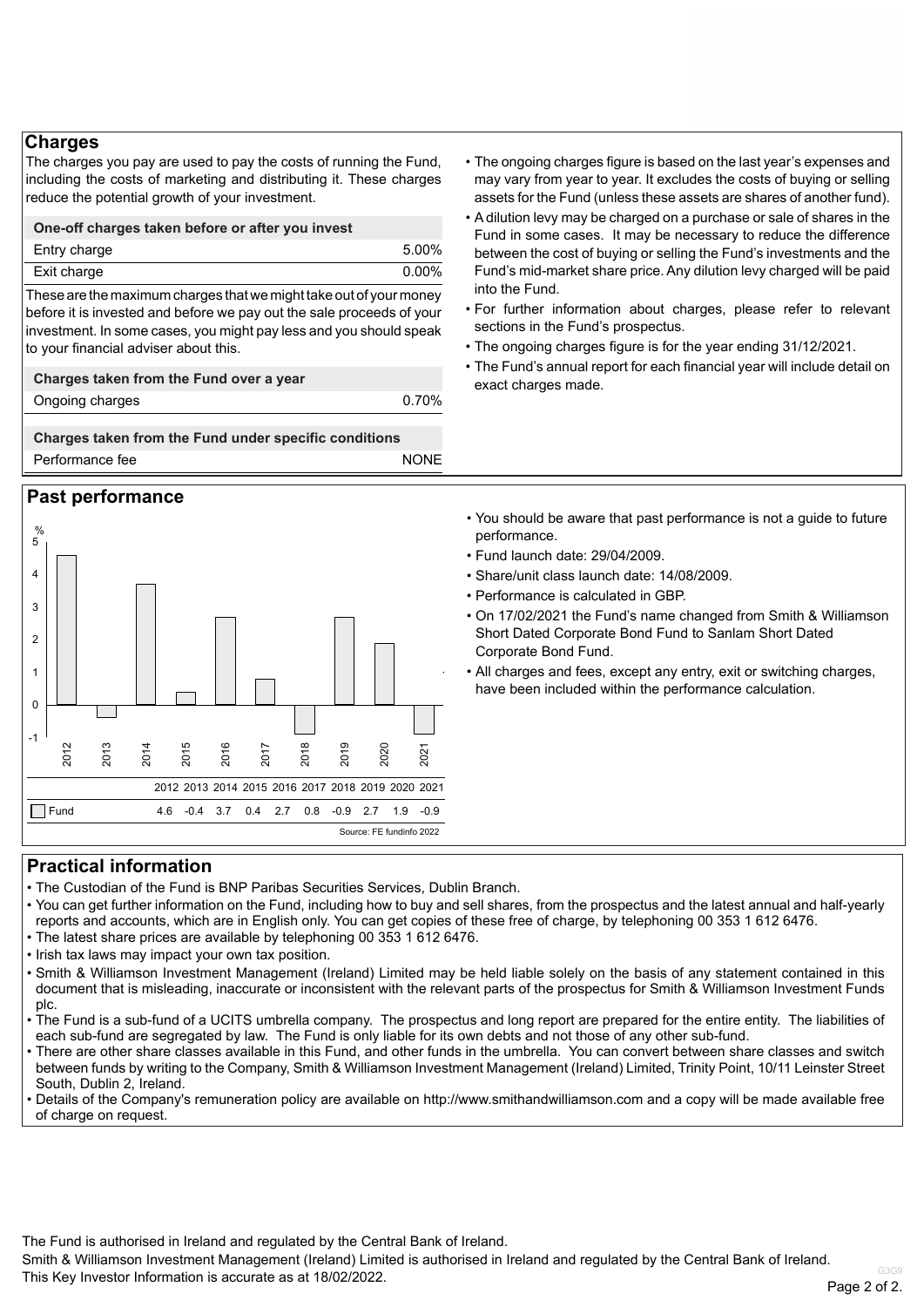## Charges

The charges you pay are used to pay the costs of running the Fund, including the costs of marketing and distributing it. These charges reduce the potential growth of your investment.

| One-off charges taken before or after you invest | |
|---|---|
| Entry charge | 5.00% |
| Exit charge | 0.00% |

These are the maximum charges that we might take out of your money before it is invested and before we pay out the sale proceeds of your investment. In some cases, you might pay less and you should speak to your financial adviser about this.

| Charges taken from the Fund over a year | |
|---|---|
| Ongoing charges | 0.70% |

| Charges taken from the Fund under specific conditions | |
|---|---|
| Performance fee | NONE |

- The ongoing charges figure is based on the last year's expenses and may vary from year to year. It excludes the costs of buying or selling assets for the Fund (unless these assets are shares of another fund).
- A dilution levy may be charged on a purchase or sale of shares in the Fund in some cases. It may be necessary to reduce the difference between the cost of buying or selling the Fund's investments and the Fund's mid-market share price. Any dilution levy charged will be paid into the Fund.
- For further information about charges, please refer to relevant sections in the Fund's prospectus.
- The ongoing charges figure is for the year ending 31/12/2021.
- The Fund's annual report for each financial year will include detail on exact charges made.

## Past performance

%
5
4
3
2
1
0
-1

2012 2013 2014 2015 2016 2017 2018 2019 2020 2021

Fund 4.6 -0.4 3.7 0.4 2.7 0.8 -0.9 2.7 1.9 -0.9

Source: FE fundinfo 2022

- You should be aware that past performance is not a guide to future performance.
- Fund launch date: 29/04/2009.
- Share/unit class launch date: 14/08/2009.
- Performance is calculated in GBP.
- On 17/02/2021 the Fund's name changed from Smith & Williamson Short Dated Corporate Bond Fund to Sanlam Short Dated Corporate Bond Fund.
- All charges and fees, except any entry, exit or switching charges, have been included within the performance calculation.

## Practical information

- The Custodian of the Fund is BNP Paribas Securities Services, Dublin Branch.
- You can get further information on the Fund, including how to buy and sell shares, from the prospectus and the latest annual and half-yearly reports and accounts, which are in English only. You can get copies of these free of charge, by telephoning 00 353 1 612 6476.
- The latest share prices are available by telephoning 00 353 1 612 6476.
- Irish tax laws may impact your own tax position.
- Smith & Williamson Investment Management (Ireland) Limited may be held liable solely on the basis of any statement contained in this document that is misleading, inaccurate or inconsistent with the relevant parts of the prospectus for Smith & Williamson Investment Funds plc.
- The Fund is a sub-fund of a UCITS umbrella company. The prospectus and long report are prepared for the entire entity. The liabilities of each sub-fund are segregated by law. The Fund is only liable for its own debts and not those of any other sub-fund.
- There are other share classes available in this Fund, and other funds in the umbrella. You can convert between share classes and switch between funds by writing to the Company, Smith & Williamson Investment Management (Ireland) Limited, Trinity Point, 10/11 Leinster Street South, Dublin 2, Ireland.
- Details of the Company's remuneration policy are available on http://www.smithandwilliamson.com and a copy will be made available free of charge on request.

The Fund is authorised in Ireland and regulated by the Central Bank of Ireland.
Smith & Williamson Investment Management (Ireland) Limited is authorised in Ireland and regulated by the Central Bank of Ireland.
This Key Investor Information is accurate as at 18/02/2022.